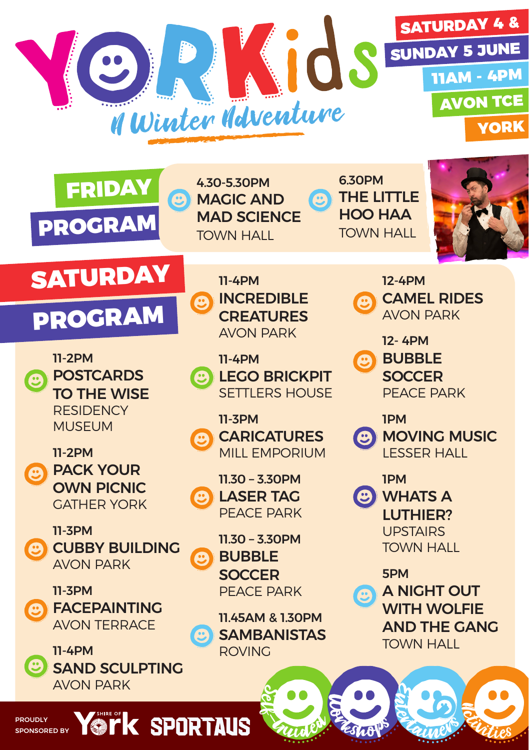# YORKids

*A Winter Adventure*

**SATURDAY 4 & SUNDAY 5 JUNE**
**11AM - 4PM**
**AVON TCE**
**YORK**

## FRIDAY PROGRAM

**4.30-5.30PM**
**MAGIC AND MAD SCIENCE**
TOWN HALL

**6.30PM**
**THE LITTLE HOO HAA**
TOWN HALL

## SATURDAY PROGRAM

**11-2PM**
**POSTCARDS TO THE WISE**
RESIDENCY MUSEUM

**11-2PM**
**PACK YOUR OWN PICNIC**
GATHER YORK

**11-3PM**
**CUBBY BUILDING**
AVON PARK

**11-3PM**
**FACEPAINTING**
AVON TERRACE

**11-4PM**
**SAND SCULPTING**
AVON PARK

**11-4PM**
**INCREDIBLE CREATURES**
AVON PARK

**11-4PM**
**LEGO BRICKPIT**
SETTLERS HOUSE

**11-3PM**
**CARICATURES**
MILL EMPORIUM

**11.30 – 3.30PM**
**LASER TAG**
PEACE PARK

**11.30 – 3.30PM**
**BUBBLE SOCCER**
PEACE PARK

**11.45AM & 1.30PM**
**SAMBANISTAS**
ROVING

**12-4PM**
**CAMEL RIDES**
AVON PARK

**12- 4PM**
**BUBBLE SOCCER**
PEACE PARK

**1PM**
**MOVING MUSIC**
LESSER HALL

**1PM**
**WHATS A LUTHIER?**
UPSTAIRS TOWN HALL

**5PM**
**A NIGHT OUT WITH WOLFIE AND THE GANG**
TOWN HALL

Self-Guided · Workshops · Entertainers · Activities

PROUDLY SPONSORED BY Shire of York · SPORTAUS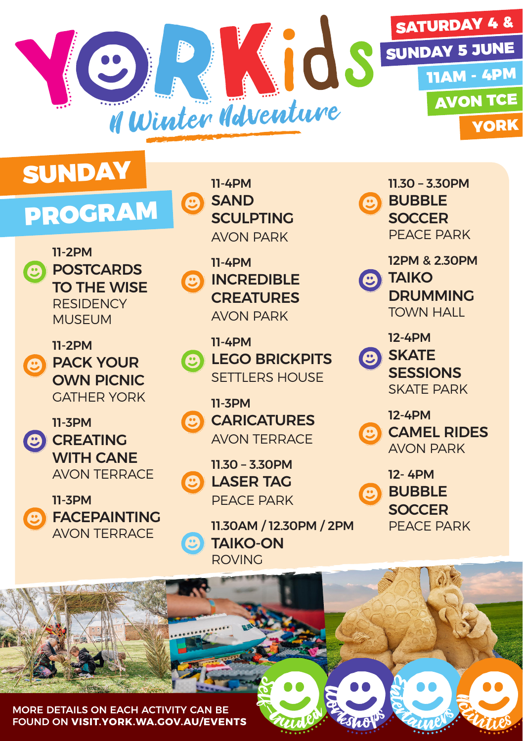# YORKids

*A Winter Adventure*

SATURDAY 4 & SUNDAY 5 JUNE
11AM - 4PM
AVON TCE
YORK

## SUNDAY PROGRAM

**11-2PM**
**POSTCARDS TO THE WISE**
RESIDENCY MUSEUM

**11-2PM**
**PACK YOUR OWN PICNIC**
GATHER YORK

**11-3PM**
**CREATING WITH CANE**
AVON TERRACE

**11-3PM**
**FACEPAINTING**
AVON TERRACE

**11-4PM**
**SAND SCULPTING**
AVON PARK

**11-4PM**
**INCREDIBLE CREATURES**
AVON PARK

**11-4PM**
**LEGO BRICKPITS**
SETTLERS HOUSE

**11-3PM**
**CARICATURES**
AVON TERRACE

**11.30 – 3.30PM**
**LASER TAG**
PEACE PARK

**11.30AM / 12.30PM / 2PM**
**TAIKO-ON**
ROVING

**11.30 – 3.30PM**
**BUBBLE SOCCER**
PEACE PARK

**12PM & 2.30PM**
**TAIKO DRUMMING**
TOWN HALL

**12-4PM**
**SKATE SESSIONS**
SKATE PARK

**12-4PM**
**CAMEL RIDES**
AVON PARK

**12- 4PM**
**BUBBLE SOCCER**
PEACE PARK

Self-Guided · Workshops · Entertainers · Activities

MORE DETAILS ON EACH ACTIVITY CAN BE FOUND ON **VISIT.YORK.WA.GOV.AU/EVENTS**